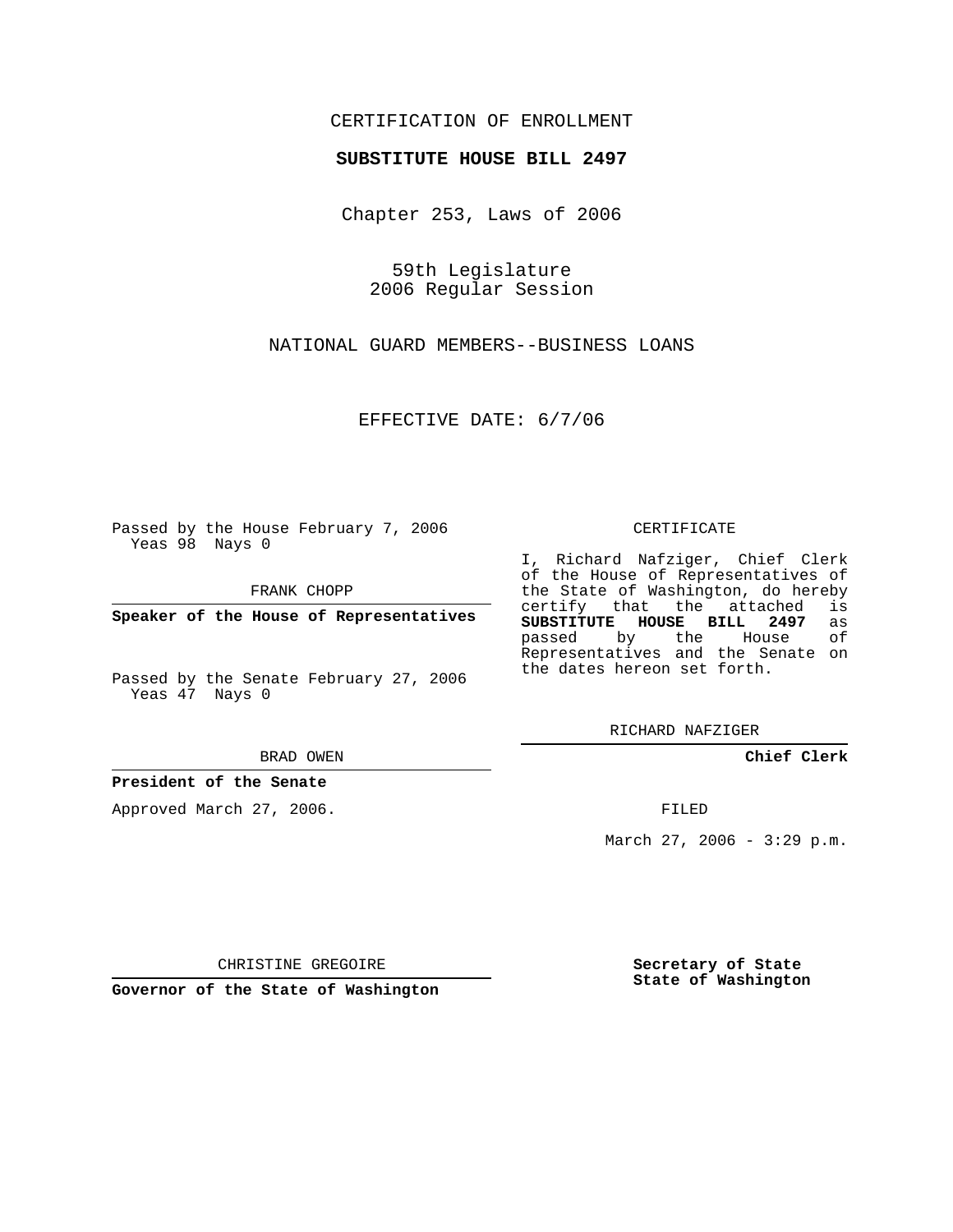CERTIFICATION OF ENROLLMENT

**SUBSTITUTE HOUSE BILL 2497**

Chapter 253, Laws of 2006

59th Legislature
2006 Regular Session

NATIONAL GUARD MEMBERS--BUSINESS LOANS

EFFECTIVE DATE: 6/7/06

Passed by the House February 7, 2006
Yeas 98 Nays 0

FRANK CHOPP

**Speaker of the House of Representatives**

Passed by the Senate February 27, 2006
Yeas 47 Nays 0

BRAD OWEN

**President of the Senate**

Approved March 27, 2006.

CHRISTINE GREGOIRE

**Governor of the State of Washington**

CERTIFICATE

I, Richard Nafziger, Chief Clerk of the House of Representatives of the State of Washington, do hereby certify that the attached is **SUBSTITUTE HOUSE BILL 2497** as passed by the House of Representatives and the Senate on the dates hereon set forth.

RICHARD NAFZIGER

**Chief Clerk**

FILED

March 27, 2006 - 3:29 p.m.

**Secretary of State**
**State of Washington**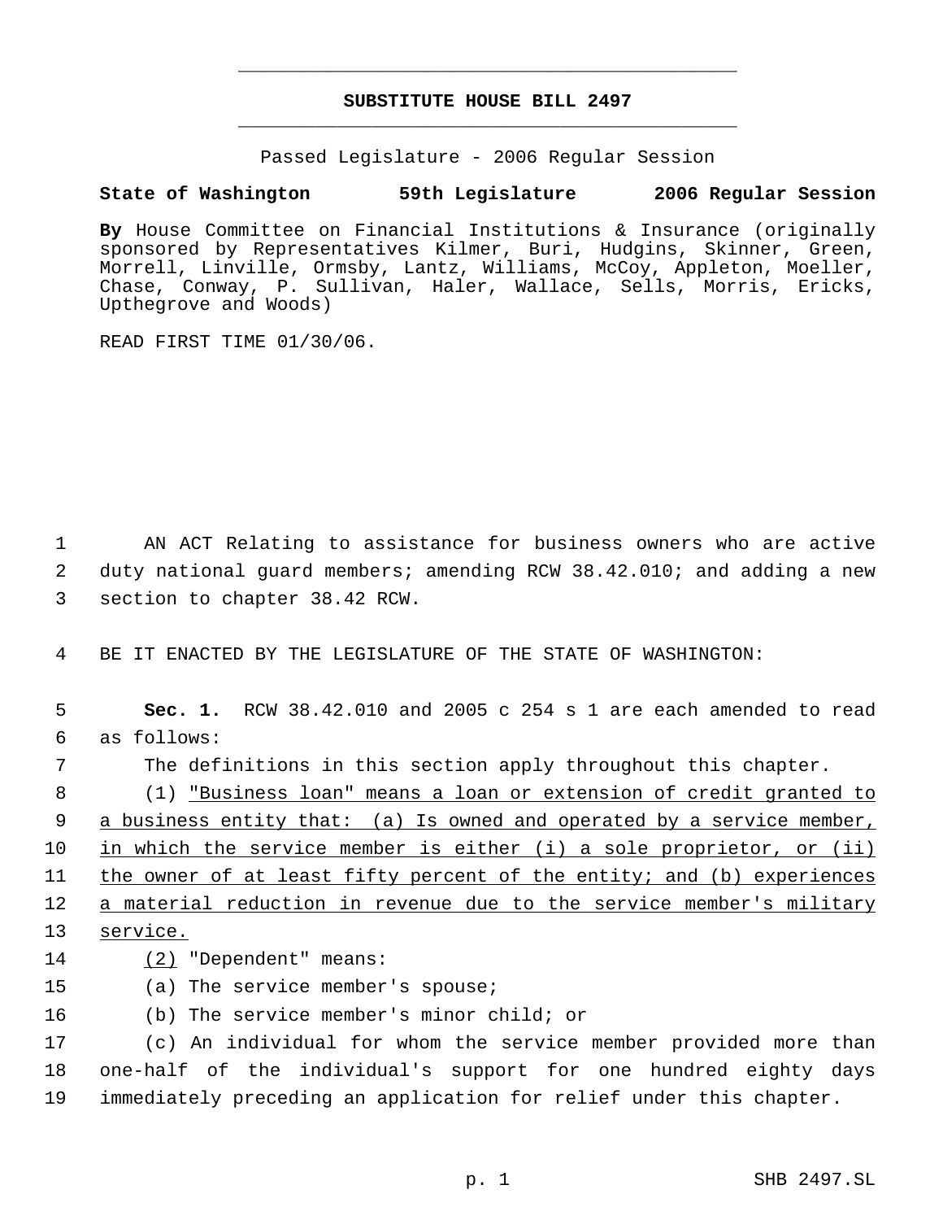# SUBSTITUTE HOUSE BILL 2497

Passed Legislature - 2006 Regular Session

**State of Washington 59th Legislature 2006 Regular Session**

**By** House Committee on Financial Institutions & Insurance (originally sponsored by Representatives Kilmer, Buri, Hudgins, Skinner, Green, Morrell, Linville, Ormsby, Lantz, Williams, McCoy, Appleton, Moeller, Chase, Conway, P. Sullivan, Haler, Wallace, Sells, Morris, Ericks, Upthegrove and Woods)

READ FIRST TIME 01/30/06.

1 AN ACT Relating to assistance for business owners who are active
2 duty national guard members; amending RCW 38.42.010; and adding a new
3 section to chapter 38.42 RCW.

4 BE IT ENACTED BY THE LEGISLATURE OF THE STATE OF WASHINGTON:

5 **Sec. 1.** RCW 38.42.010 and 2005 c 254 s 1 are each amended to read
6 as follows:

7 The definitions in this section apply throughout this chapter.

8 (1) <u>"Business loan" means a loan or extension of credit granted to</u>
9 <u>a business entity that: (a) Is owned and operated by a service member,</u>
10 <u>in which the service member is either (i) a sole proprietor, or (ii)</u>
11 <u>the owner of at least fifty percent of the entity; and (b) experiences</u>
12 <u>a material reduction in revenue due to the service member's military</u>
13 <u>service.</u>

14 <u>(2)</u> "Dependent" means:

15 (a) The service member's spouse;

16 (b) The service member's minor child; or

17 (c) An individual for whom the service member provided more than
18 one-half of the individual's support for one hundred eighty days
19 immediately preceding an application for relief under this chapter.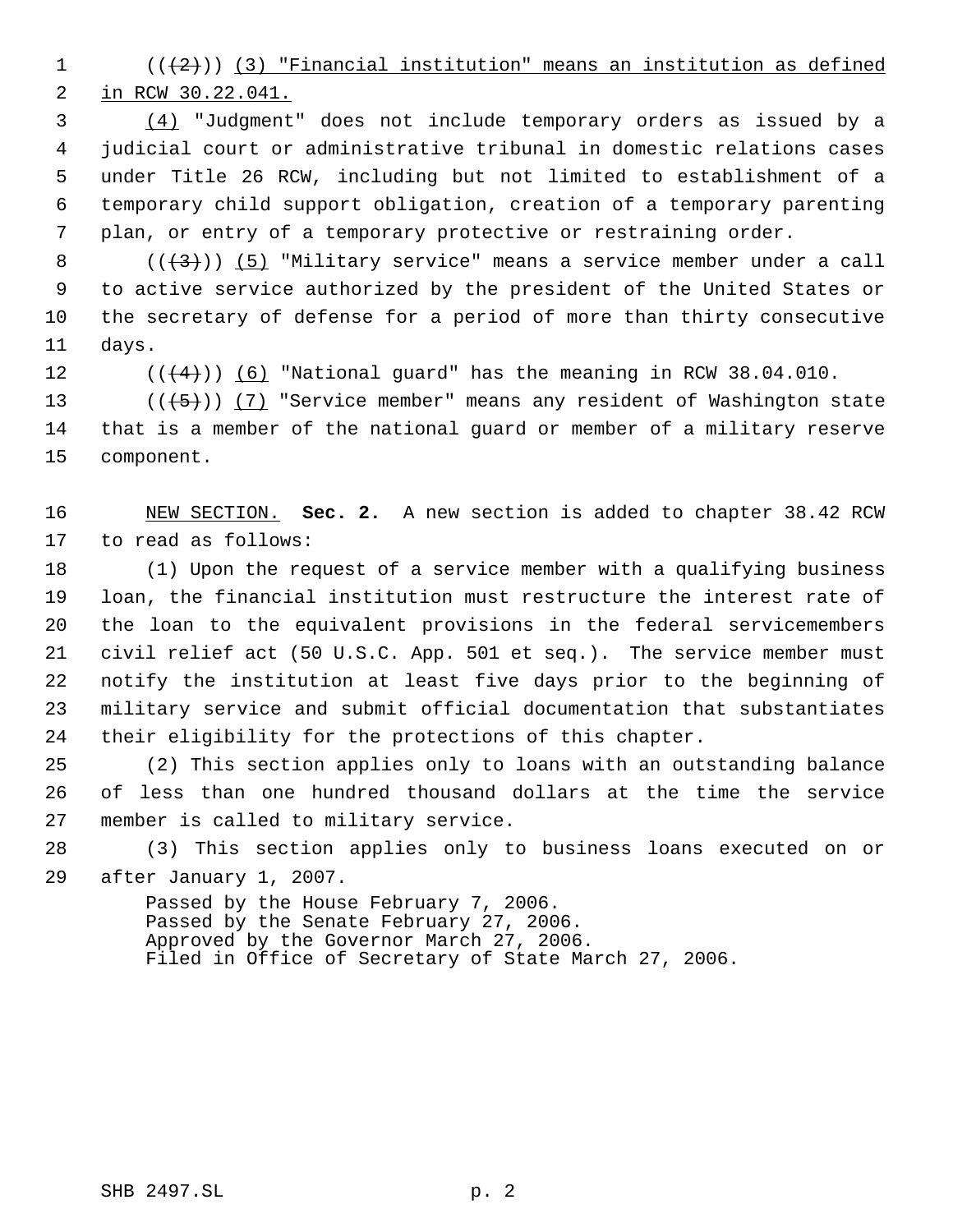((~~(2)~~)) <u>(3) "Financial institution" means an institution as defined in RCW 30.22.041.</u>

<u>(4)</u> "Judgment" does not include temporary orders as issued by a judicial court or administrative tribunal in domestic relations cases under Title 26 RCW, including but not limited to establishment of a temporary child support obligation, creation of a temporary parenting plan, or entry of a temporary protective or restraining order.

((~~(3)~~)) <u>(5)</u> "Military service" means a service member under a call to active service authorized by the president of the United States or the secretary of defense for a period of more than thirty consecutive days.

((~~(4)~~)) <u>(6)</u> "National guard" has the meaning in RCW 38.04.010.

((~~(5)~~)) <u>(7)</u> "Service member" means any resident of Washington state that is a member of the national guard or member of a military reserve component.

<u>NEW SECTION.</u> **Sec. 2.** A new section is added to chapter 38.42 RCW to read as follows:

(1) Upon the request of a service member with a qualifying business loan, the financial institution must restructure the interest rate of the loan to the equivalent provisions in the federal servicemembers civil relief act (50 U.S.C. App. 501 et seq.). The service member must notify the institution at least five days prior to the beginning of military service and submit official documentation that substantiates their eligibility for the protections of this chapter.

(2) This section applies only to loans with an outstanding balance of less than one hundred thousand dollars at the time the service member is called to military service.

(3) This section applies only to business loans executed on or after January 1, 2007.

Passed by the House February 7, 2006.
Passed by the Senate February 27, 2006.
Approved by the Governor March 27, 2006.
Filed in Office of Secretary of State March 27, 2006.